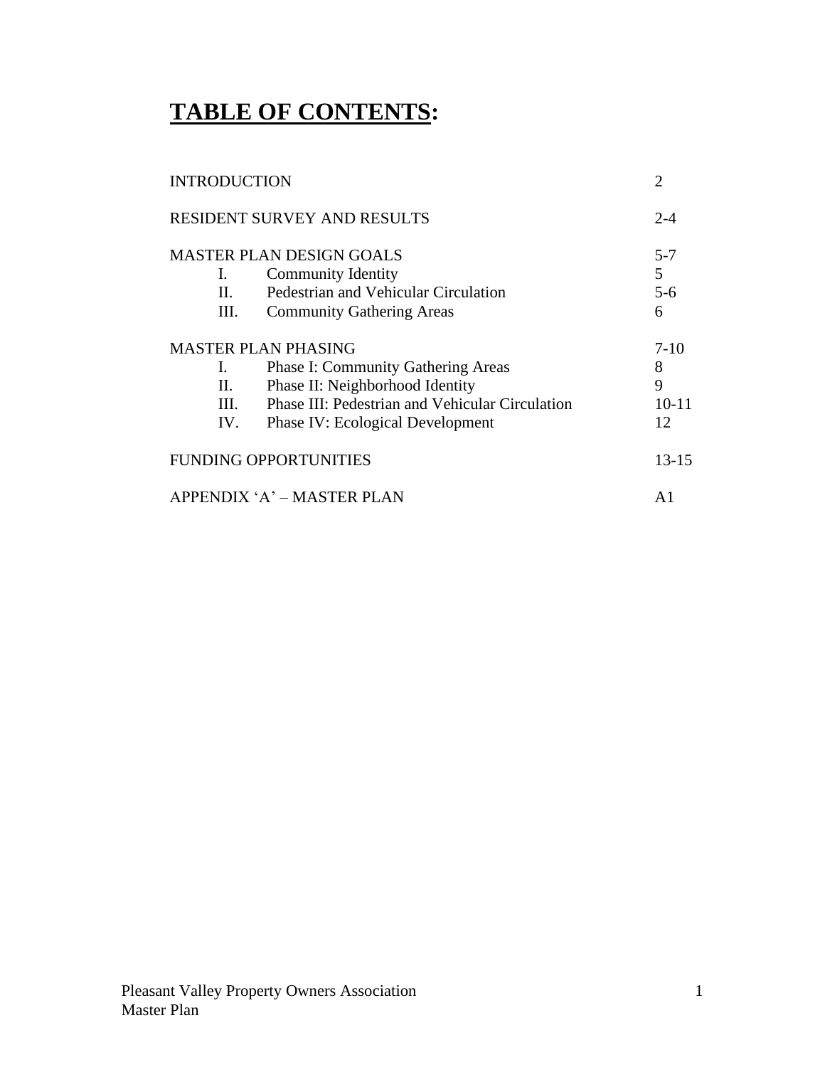# **TABLE OF CONTENTS:**

| | | |
|---|---|---|
| INTRODUCTION | | 2 |
| RESIDENT SURVEY AND RESULTS | | 2-4 |
| MASTER PLAN DESIGN GOALS | | 5-7 |
| I. | Community Identity | 5 |
| II. | Pedestrian and Vehicular Circulation | 5-6 |
| III. | Community Gathering Areas | 6 |
| MASTER PLAN PHASING | | 7-10 |
| I. | Phase I: Community Gathering Areas | 8 |
| II. | Phase II: Neighborhood Identity | 9 |
| III. | Phase III: Pedestrian and Vehicular Circulation | 10-11 |
| IV. | Phase IV: Ecological Development | 12 |
| FUNDING OPPORTUNITIES | | 13-15 |
| APPENDIX 'A' – MASTER PLAN | | A1 |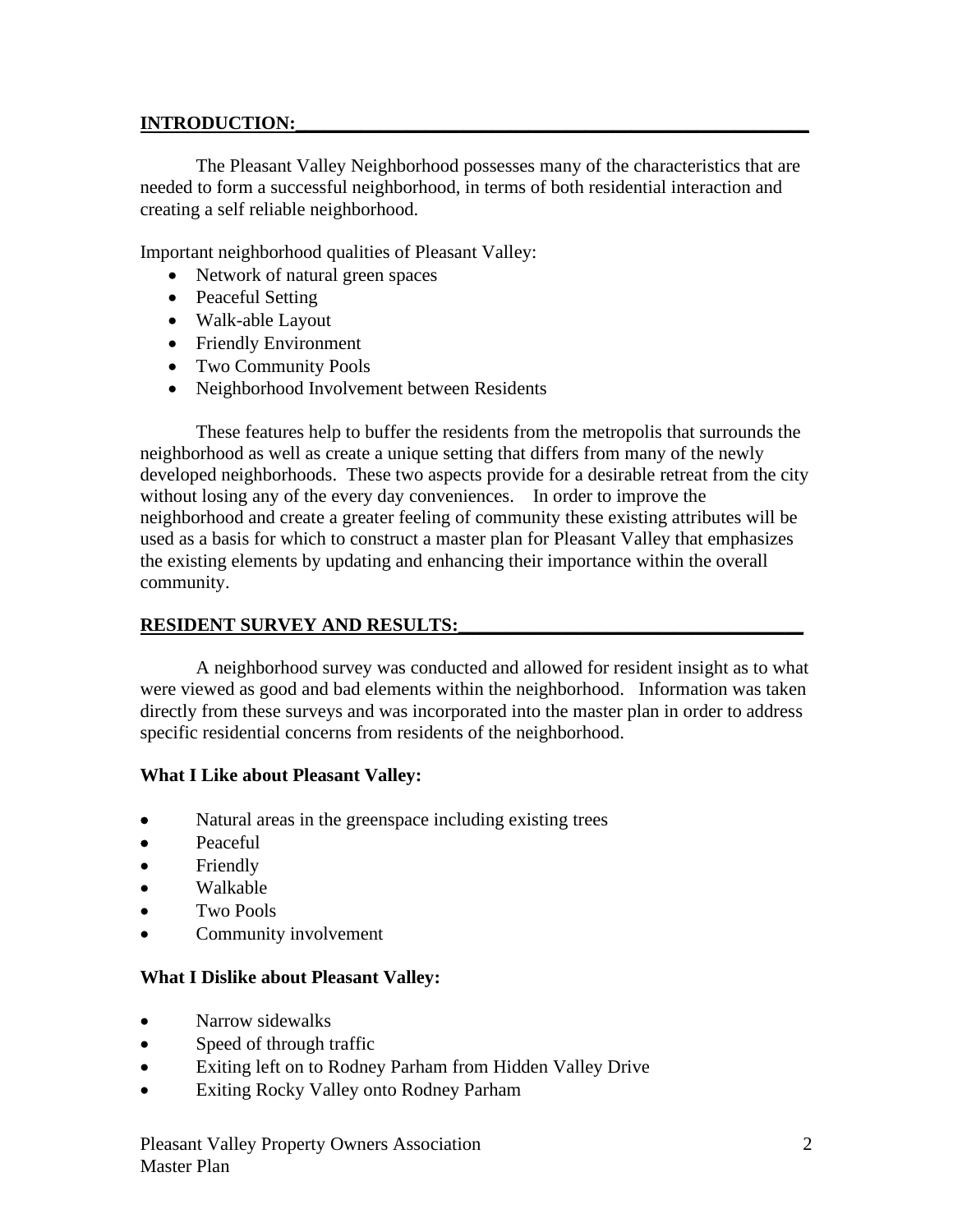## INTRODUCTION:

The Pleasant Valley Neighborhood possesses many of the characteristics that are needed to form a successful neighborhood, in terms of both residential interaction and creating a self reliable neighborhood.

Important neighborhood qualities of Pleasant Valley:

- Network of natural green spaces
- Peaceful Setting
- Walk-able Layout
- Friendly Environment
- Two Community Pools
- Neighborhood Involvement between Residents

These features help to buffer the residents from the metropolis that surrounds the neighborhood as well as create a unique setting that differs from many of the newly developed neighborhoods. These two aspects provide for a desirable retreat from the city without losing any of the every day conveniences. In order to improve the neighborhood and create a greater feeling of community these existing attributes will be used as a basis for which to construct a master plan for Pleasant Valley that emphasizes the existing elements by updating and enhancing their importance within the overall community.

## RESIDENT SURVEY AND RESULTS:

A neighborhood survey was conducted and allowed for resident insight as to what were viewed as good and bad elements within the neighborhood. Information was taken directly from these surveys and was incorporated into the master plan in order to address specific residential concerns from residents of the neighborhood.

**What I Like about Pleasant Valley:**

- Natural areas in the greenspace including existing trees
- Peaceful
- Friendly
- Walkable
- Two Pools
- Community involvement

**What I Dislike about Pleasant Valley:**

- Narrow sidewalks
- Speed of through traffic
- Exiting left on to Rodney Parham from Hidden Valley Drive
- Exiting Rocky Valley onto Rodney Parham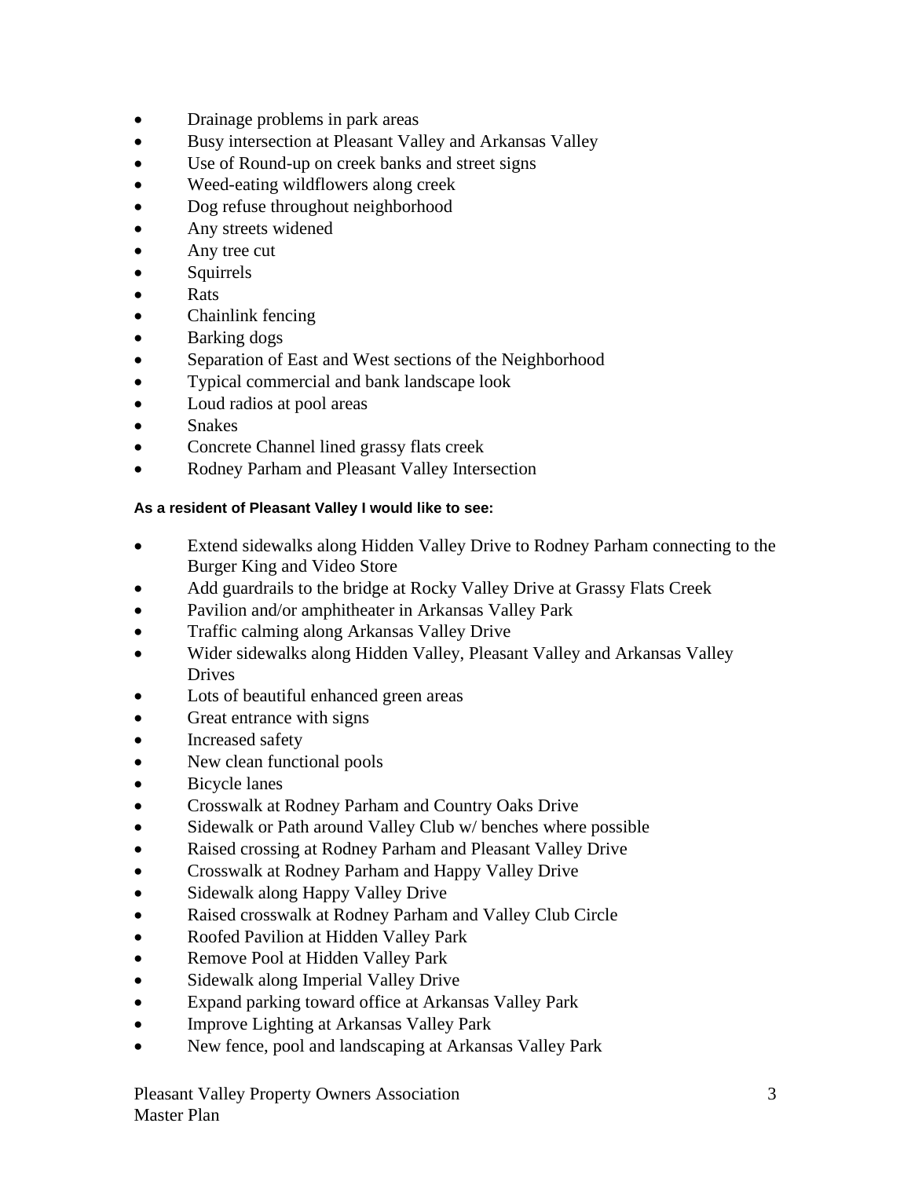- Drainage problems in park areas
- Busy intersection at Pleasant Valley and Arkansas Valley
- Use of Round-up on creek banks and street signs
- Weed-eating wildflowers along creek
- Dog refuse throughout neighborhood
- Any streets widened
- Any tree cut
- Squirrels
- Rats
- Chainlink fencing
- Barking dogs
- Separation of East and West sections of the Neighborhood
- Typical commercial and bank landscape look
- Loud radios at pool areas
- Snakes
- Concrete Channel lined grassy flats creek
- Rodney Parham and Pleasant Valley Intersection

**As a resident of Pleasant Valley I would like to see:**

- Extend sidewalks along Hidden Valley Drive to Rodney Parham connecting to the Burger King and Video Store
- Add guardrails to the bridge at Rocky Valley Drive at Grassy Flats Creek
- Pavilion and/or amphitheater in Arkansas Valley Park
- Traffic calming along Arkansas Valley Drive
- Wider sidewalks along Hidden Valley, Pleasant Valley and Arkansas Valley Drives
- Lots of beautiful enhanced green areas
- Great entrance with signs
- Increased safety
- New clean functional pools
- Bicycle lanes
- Crosswalk at Rodney Parham and Country Oaks Drive
- Sidewalk or Path around Valley Club w/ benches where possible
- Raised crossing at Rodney Parham and Pleasant Valley Drive
- Crosswalk at Rodney Parham and Happy Valley Drive
- Sidewalk along Happy Valley Drive
- Raised crosswalk at Rodney Parham and Valley Club Circle
- Roofed Pavilion at Hidden Valley Park
- Remove Pool at Hidden Valley Park
- Sidewalk along Imperial Valley Drive
- Expand parking toward office at Arkansas Valley Park
- Improve Lighting at Arkansas Valley Park
- New fence, pool and landscaping at Arkansas Valley Park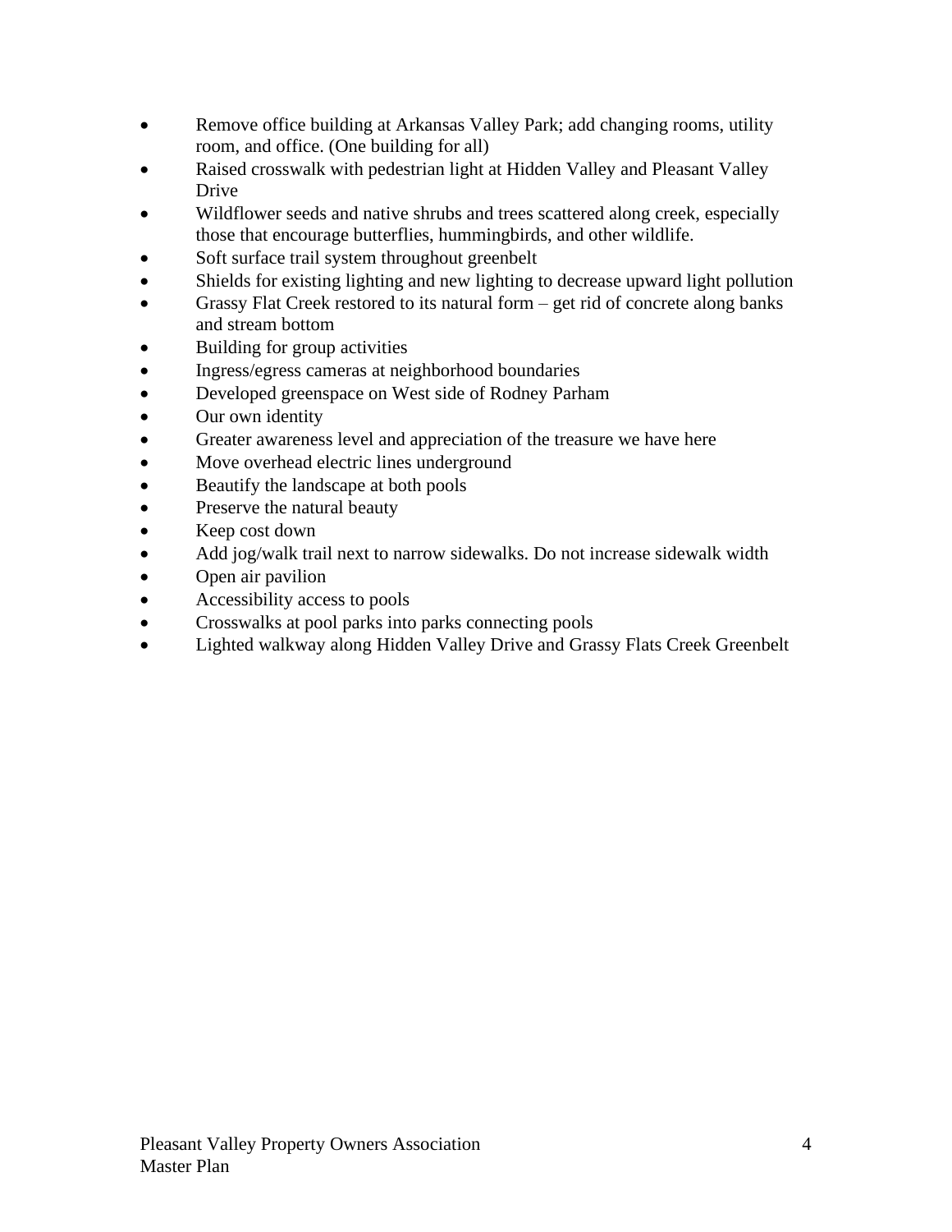- Remove office building at Arkansas Valley Park; add changing rooms, utility room, and office. (One building for all)
- Raised crosswalk with pedestrian light at Hidden Valley and Pleasant Valley Drive
- Wildflower seeds and native shrubs and trees scattered along creek, especially those that encourage butterflies, hummingbirds, and other wildlife.
- Soft surface trail system throughout greenbelt
- Shields for existing lighting and new lighting to decrease upward light pollution
- Grassy Flat Creek restored to its natural form – get rid of concrete along banks and stream bottom
- Building for group activities
- Ingress/egress cameras at neighborhood boundaries
- Developed greenspace on West side of Rodney Parham
- Our own identity
- Greater awareness level and appreciation of the treasure we have here
- Move overhead electric lines underground
- Beautify the landscape at both pools
- Preserve the natural beauty
- Keep cost down
- Add jog/walk trail next to narrow sidewalks. Do not increase sidewalk width
- Open air pavilion
- Accessibility access to pools
- Crosswalks at pool parks into parks connecting pools
- Lighted walkway along Hidden Valley Drive and Grassy Flats Creek Greenbelt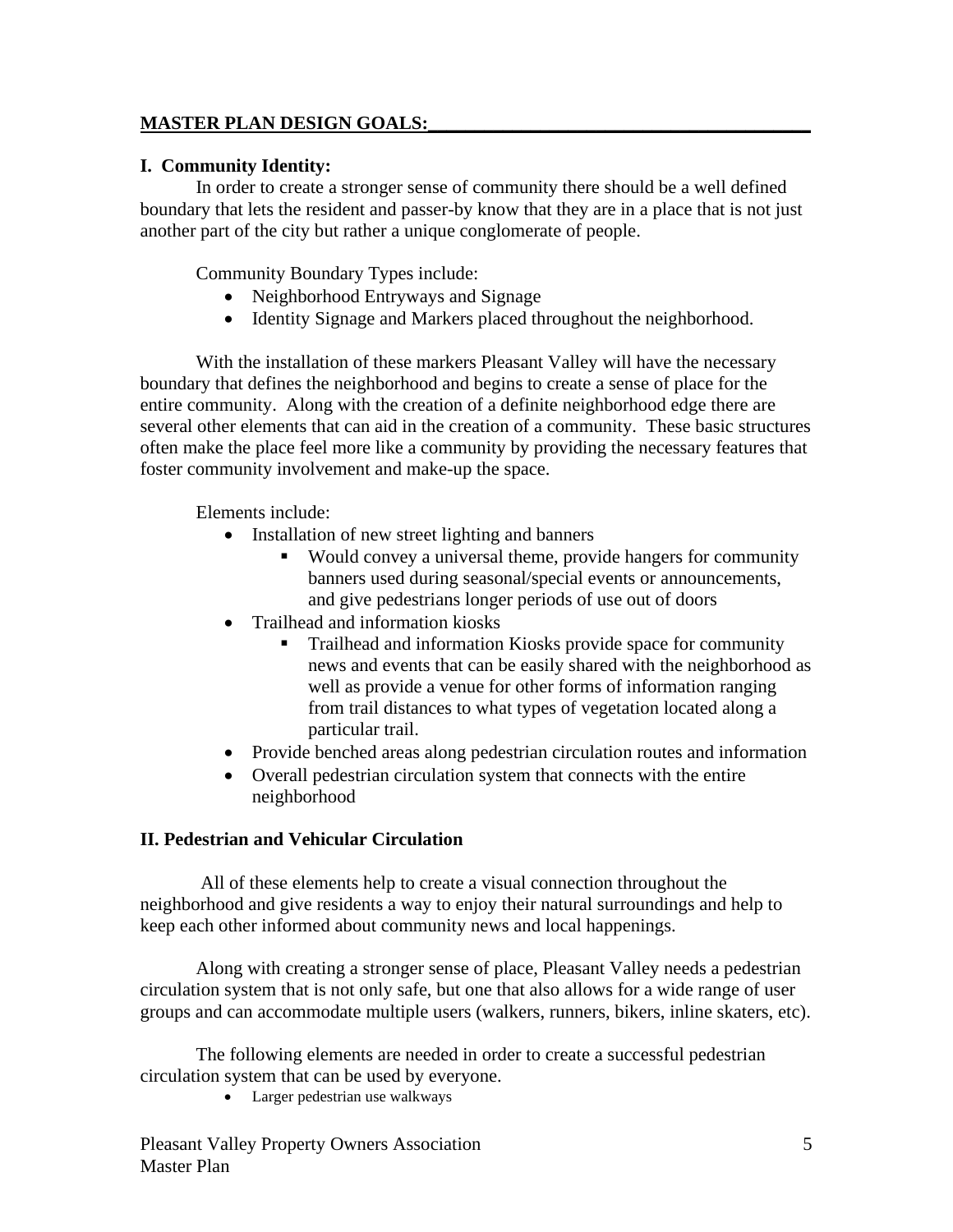## MASTER PLAN DESIGN GOALS:

### I. Community Identity:

In order to create a stronger sense of community there should be a well defined boundary that lets the resident and passer-by know that they are in a place that is not just another part of the city but rather a unique conglomerate of people.

Community Boundary Types include:

- Neighborhood Entryways and Signage
- Identity Signage and Markers placed throughout the neighborhood.

With the installation of these markers Pleasant Valley will have the necessary boundary that defines the neighborhood and begins to create a sense of place for the entire community. Along with the creation of a definite neighborhood edge there are several other elements that can aid in the creation of a community. These basic structures often make the place feel more like a community by providing the necessary features that foster community involvement and make-up the space.

Elements include:

- Installation of new street lighting and banners
  - Would convey a universal theme, provide hangers for community banners used during seasonal/special events or announcements, and give pedestrians longer periods of use out of doors
- Trailhead and information kiosks
  - Trailhead and information Kiosks provide space for community news and events that can be easily shared with the neighborhood as well as provide a venue for other forms of information ranging from trail distances to what types of vegetation located along a particular trail.
- Provide benched areas along pedestrian circulation routes and information
- Overall pedestrian circulation system that connects with the entire neighborhood

### II. Pedestrian and Vehicular Circulation

All of these elements help to create a visual connection throughout the neighborhood and give residents a way to enjoy their natural surroundings and help to keep each other informed about community news and local happenings.

Along with creating a stronger sense of place, Pleasant Valley needs a pedestrian circulation system that is not only safe, but one that also allows for a wide range of user groups and can accommodate multiple users (walkers, runners, bikers, inline skaters, etc).

The following elements are needed in order to create a successful pedestrian circulation system that can be used by everyone.

- Larger pedestrian use walkways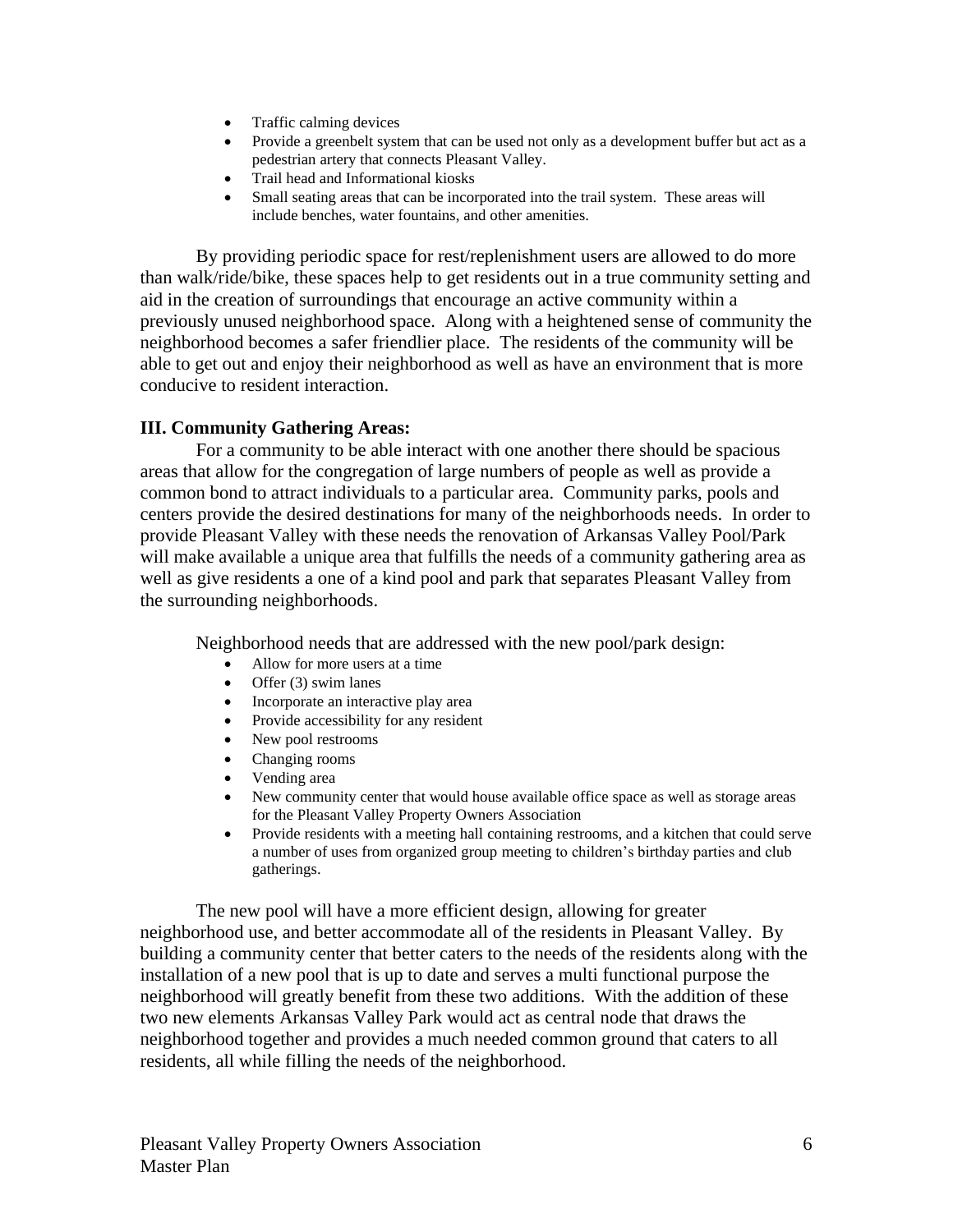- Traffic calming devices
- Provide a greenbelt system that can be used not only as a development buffer but act as a pedestrian artery that connects Pleasant Valley.
- Trail head and Informational kiosks
- Small seating areas that can be incorporated into the trail system. These areas will include benches, water fountains, and other amenities.

By providing periodic space for rest/replenishment users are allowed to do more than walk/ride/bike, these spaces help to get residents out in a true community setting and aid in the creation of surroundings that encourage an active community within a previously unused neighborhood space. Along with a heightened sense of community the neighborhood becomes a safer friendlier place. The residents of the community will be able to get out and enjoy their neighborhood as well as have an environment that is more conducive to resident interaction.

**III. Community Gathering Areas:**

For a community to be able interact with one another there should be spacious areas that allow for the congregation of large numbers of people as well as provide a common bond to attract individuals to a particular area. Community parks, pools and centers provide the desired destinations for many of the neighborhoods needs. In order to provide Pleasant Valley with these needs the renovation of Arkansas Valley Pool/Park will make available a unique area that fulfills the needs of a community gathering area as well as give residents a one of a kind pool and park that separates Pleasant Valley from the surrounding neighborhoods.

Neighborhood needs that are addressed with the new pool/park design:

- Allow for more users at a time
- Offer (3) swim lanes
- Incorporate an interactive play area
- Provide accessibility for any resident
- New pool restrooms
- Changing rooms
- Vending area
- New community center that would house available office space as well as storage areas for the Pleasant Valley Property Owners Association
- Provide residents with a meeting hall containing restrooms, and a kitchen that could serve a number of uses from organized group meeting to children's birthday parties and club gatherings.

The new pool will have a more efficient design, allowing for greater neighborhood use, and better accommodate all of the residents in Pleasant Valley. By building a community center that better caters to the needs of the residents along with the installation of a new pool that is up to date and serves a multi functional purpose the neighborhood will greatly benefit from these two additions. With the addition of these two new elements Arkansas Valley Park would act as central node that draws the neighborhood together and provides a much needed common ground that caters to all residents, all while filling the needs of the neighborhood.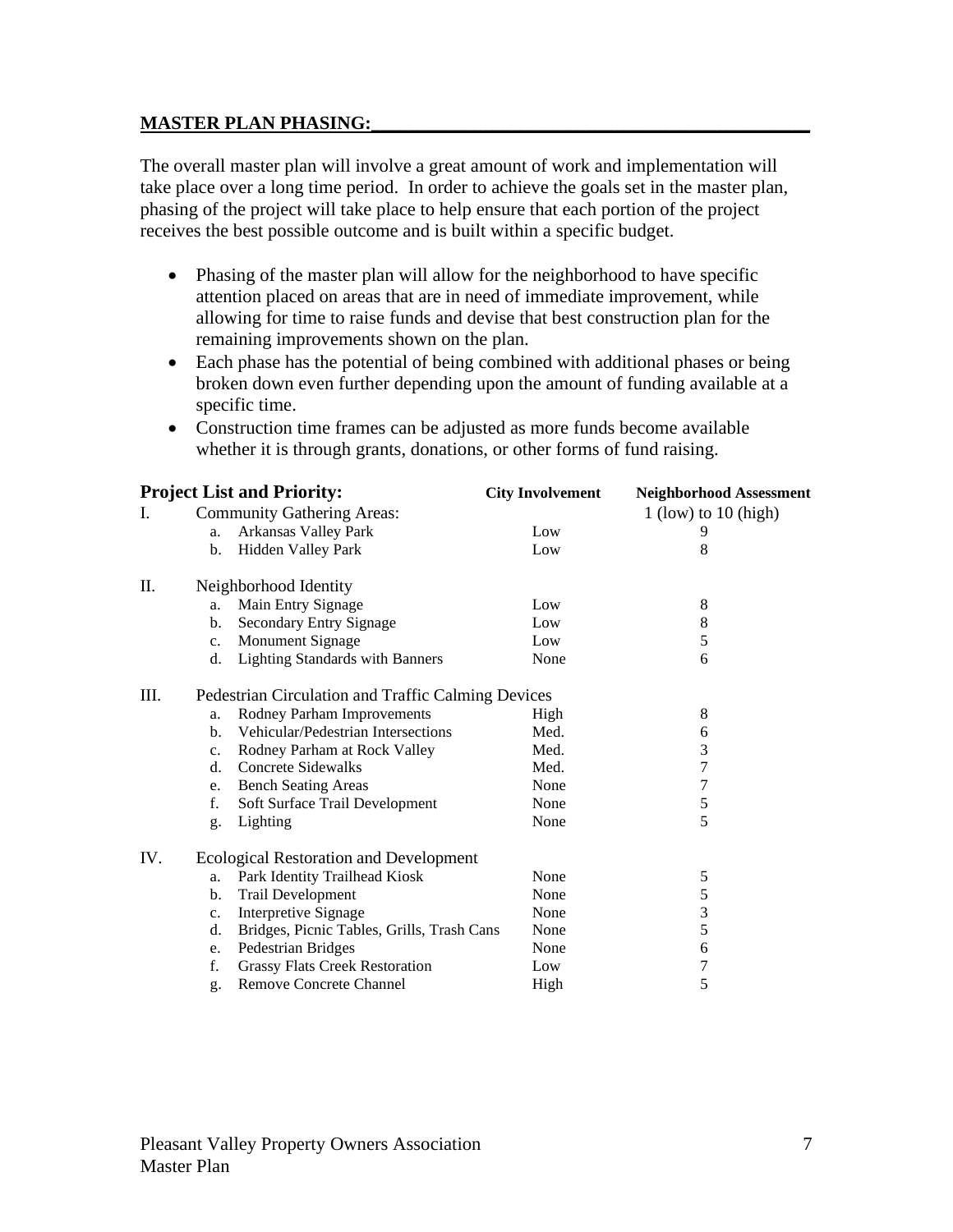## MASTER PLAN PHASING:

The overall master plan will involve a great amount of work and implementation will take place over a long time period. In order to achieve the goals set in the master plan, phasing of the project will take place to help ensure that each portion of the project receives the best possible outcome and is built within a specific budget.

- Phasing of the master plan will allow for the neighborhood to have specific attention placed on areas that are in need of immediate improvement, while allowing for time to raise funds and devise that best construction plan for the remaining improvements shown on the plan.
- Each phase has the potential of being combined with additional phases or being broken down even further depending upon the amount of funding available at a specific time.
- Construction time frames can be adjusted as more funds become available whether it is through grants, donations, or other forms of fund raising.

| **Project List and Priority:** | | **City Involvement** | **Neighborhood Assessment** |
|---|---|---|---|
| I. | Community Gathering Areas: | | 1 (low) to 10 (high) |
| | a. Arkansas Valley Park | Low | 9 |
| | b. Hidden Valley Park | Low | 8 |
| II. | Neighborhood Identity | | |
| | a. Main Entry Signage | Low | 8 |
| | b. Secondary Entry Signage | Low | 8 |
| | c. Monument Signage | Low | 5 |
| | d. Lighting Standards with Banners | None | 6 |
| III. | Pedestrian Circulation and Traffic Calming Devices | | |
| | a. Rodney Parham Improvements | High | 8 |
| | b. Vehicular/Pedestrian Intersections | Med. | 6 |
| | c. Rodney Parham at Rock Valley | Med. | 3 |
| | d. Concrete Sidewalks | Med. | 7 |
| | e. Bench Seating Areas | None | 7 |
| | f. Soft Surface Trail Development | None | 5 |
| | g. Lighting | None | 5 |
| IV. | Ecological Restoration and Development | | |
| | a. Park Identity Trailhead Kiosk | None | 5 |
| | b. Trail Development | None | 5 |
| | c. Interpretive Signage | None | 3 |
| | d. Bridges, Picnic Tables, Grills, Trash Cans | None | 5 |
| | e. Pedestrian Bridges | None | 6 |
| | f. Grassy Flats Creek Restoration | Low | 7 |
| | g. Remove Concrete Channel | High | 5 |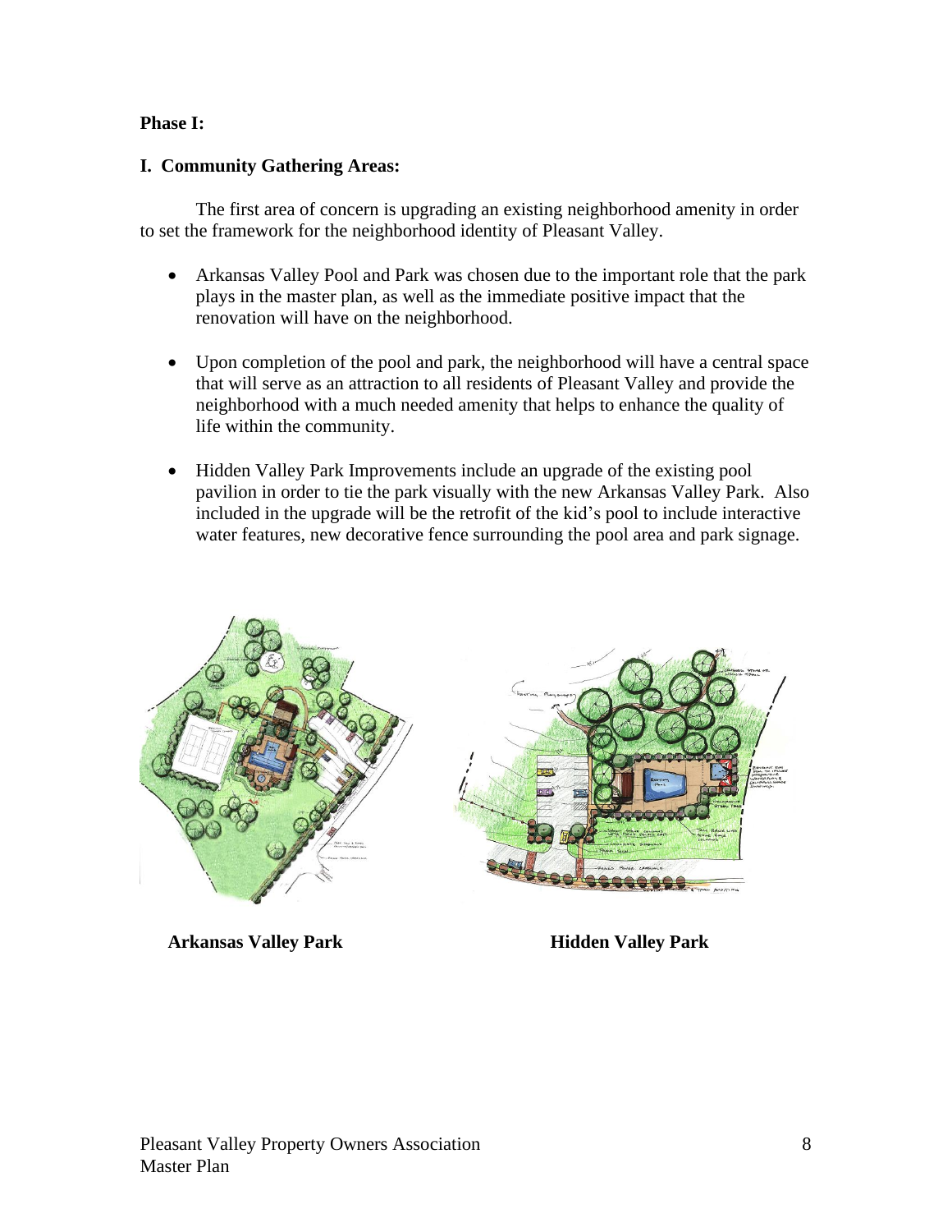**Phase I:**

**I. Community Gathering Areas:**

The first area of concern is upgrading an existing neighborhood amenity in order to set the framework for the neighborhood identity of Pleasant Valley.

- Arkansas Valley Pool and Park was chosen due to the important role that the park plays in the master plan, as well as the immediate positive impact that the renovation will have on the neighborhood.

- Upon completion of the pool and park, the neighborhood will have a central space that will serve as an attraction to all residents of Pleasant Valley and provide the neighborhood with a much needed amenity that helps to enhance the quality of life within the community.

- Hidden Valley Park Improvements include an upgrade of the existing pool pavilion in order to tie the park visually with the new Arkansas Valley Park. Also included in the upgrade will be the retrofit of the kid's pool to include interactive water features, new decorative fence surrounding the pool area and park signage.

**Arkansas Valley Park** **Hidden Valley Park**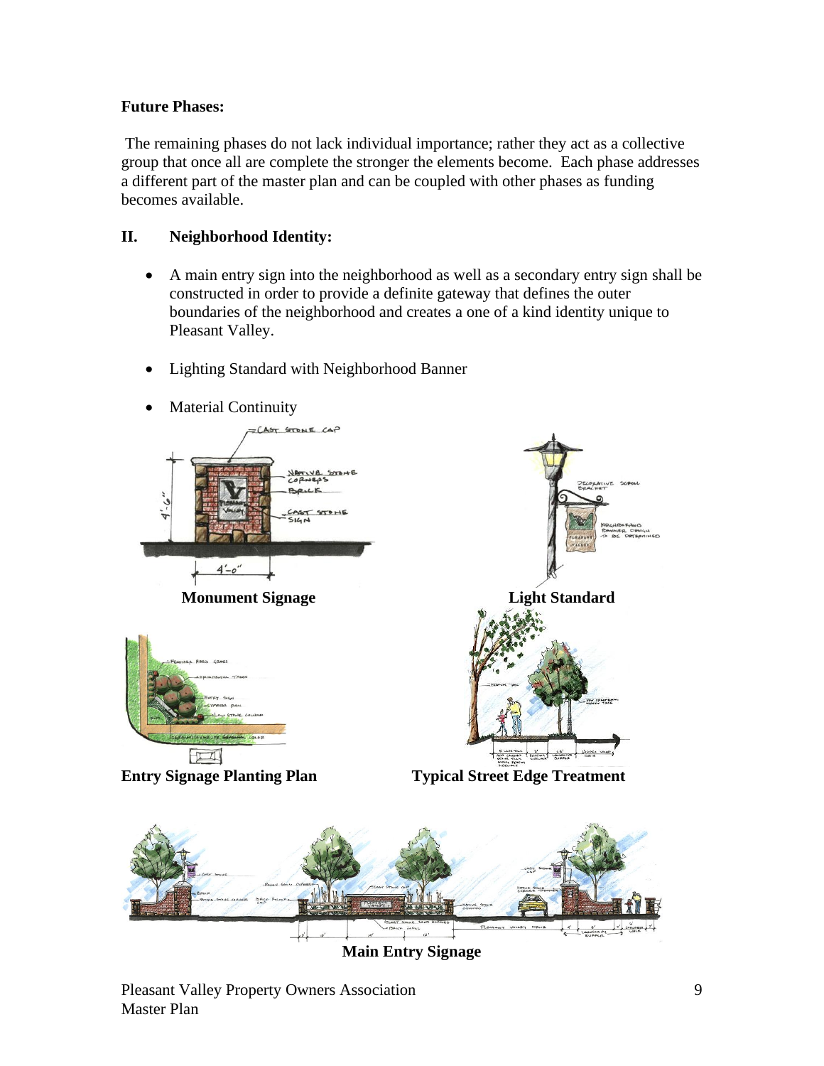**Future Phases:**

The remaining phases do not lack individual importance; rather they act as a collective group that once all are complete the stronger the elements become. Each phase addresses a different part of the master plan and can be coupled with other phases as funding becomes available.

## II. Neighborhood Identity:

- A main entry sign into the neighborhood as well as a secondary entry sign shall be constructed in order to provide a definite gateway that defines the outer boundaries of the neighborhood and creates a one of a kind identity unique to Pleasant Valley.
- Lighting Standard with Neighborhood Banner
- Material Continuity

**Monument Signage**

**Light Standard**

**Entry Signage Planting Plan**

**Typical Street Edge Treatment**

**Main Entry Signage**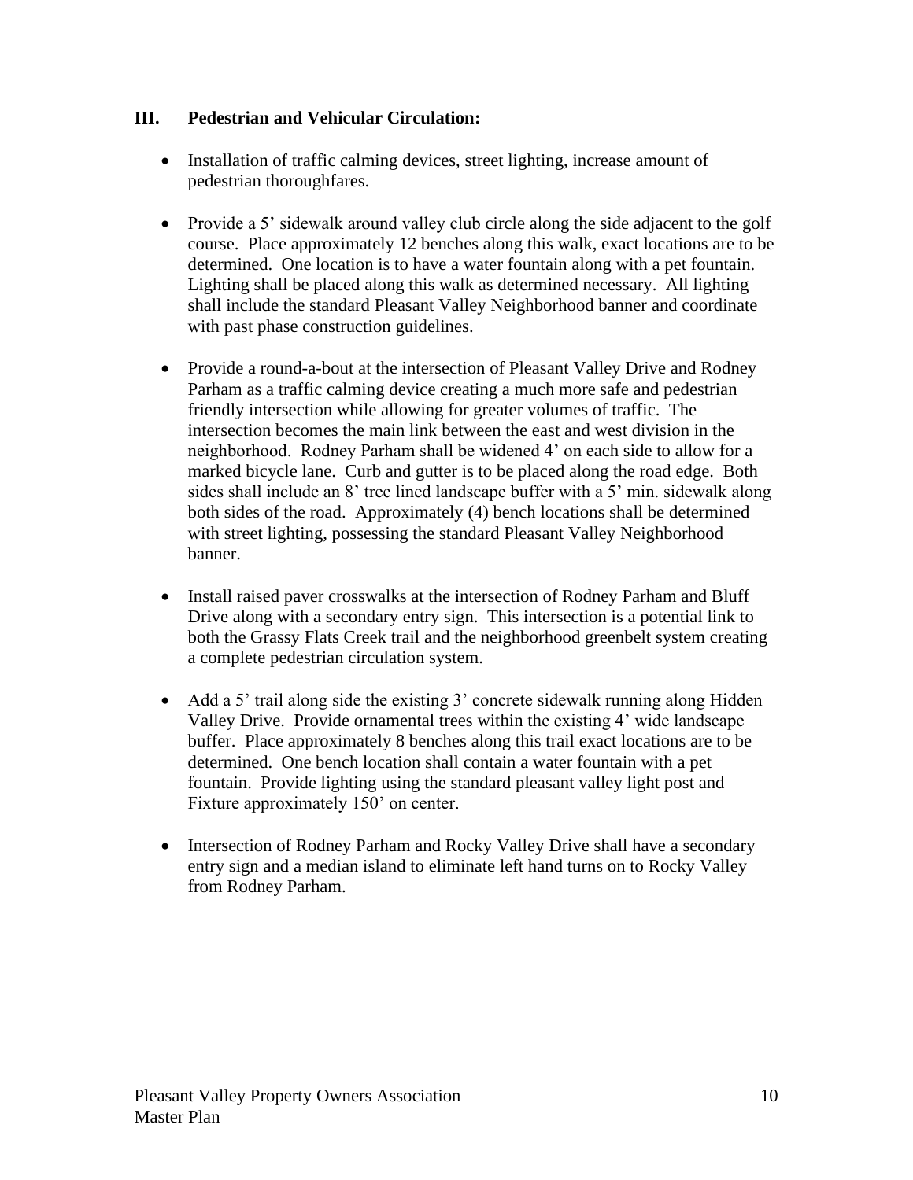## III. Pedestrian and Vehicular Circulation:

- Installation of traffic calming devices, street lighting, increase amount of pedestrian thoroughfares.

- Provide a 5' sidewalk around valley club circle along the side adjacent to the golf course. Place approximately 12 benches along this walk, exact locations are to be determined. One location is to have a water fountain along with a pet fountain. Lighting shall be placed along this walk as determined necessary. All lighting shall include the standard Pleasant Valley Neighborhood banner and coordinate with past phase construction guidelines.

- Provide a round-a-bout at the intersection of Pleasant Valley Drive and Rodney Parham as a traffic calming device creating a much more safe and pedestrian friendly intersection while allowing for greater volumes of traffic. The intersection becomes the main link between the east and west division in the neighborhood. Rodney Parham shall be widened 4' on each side to allow for a marked bicycle lane. Curb and gutter is to be placed along the road edge. Both sides shall include an 8' tree lined landscape buffer with a 5' min. sidewalk along both sides of the road. Approximately (4) bench locations shall be determined with street lighting, possessing the standard Pleasant Valley Neighborhood banner.

- Install raised paver crosswalks at the intersection of Rodney Parham and Bluff Drive along with a secondary entry sign. This intersection is a potential link to both the Grassy Flats Creek trail and the neighborhood greenbelt system creating a complete pedestrian circulation system.

- Add a 5' trail along side the existing 3' concrete sidewalk running along Hidden Valley Drive. Provide ornamental trees within the existing 4' wide landscape buffer. Place approximately 8 benches along this trail exact locations are to be determined. One bench location shall contain a water fountain with a pet fountain. Provide lighting using the standard pleasant valley light post and Fixture approximately 150' on center.

- Intersection of Rodney Parham and Rocky Valley Drive shall have a secondary entry sign and a median island to eliminate left hand turns on to Rocky Valley from Rodney Parham.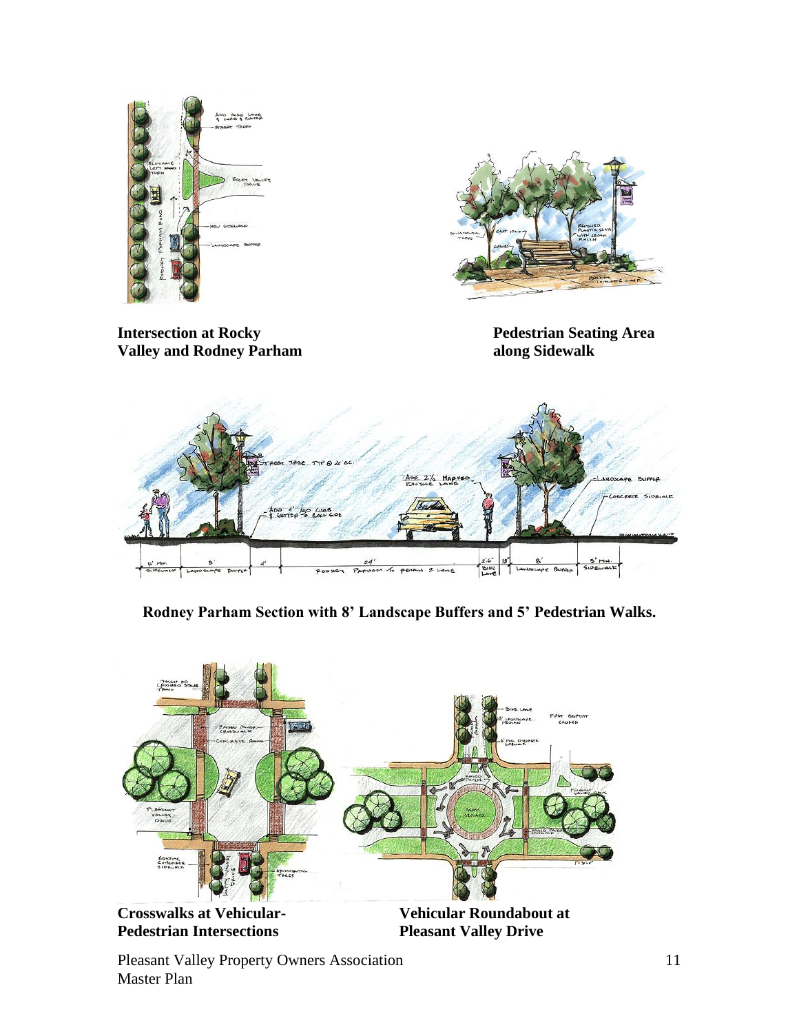**Intersection at Rocky Valley and Rodney Parham**

**Pedestrian Seating Area along Sidewalk**

**Rodney Parham Section with 8' Landscape Buffers and 5' Pedestrian Walks.**

**Crosswalks at Vehicular-Pedestrian Intersections**

**Vehicular Roundabout at Pleasant Valley Drive**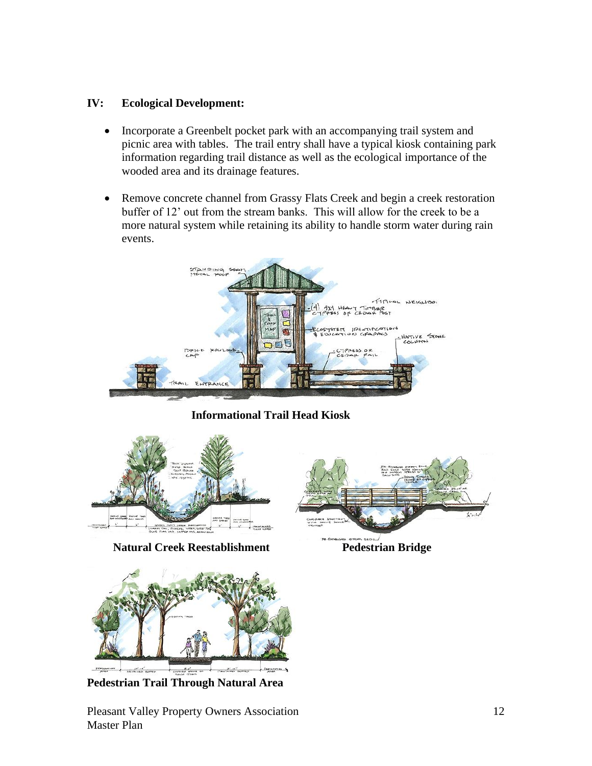## IV: Ecological Development:

- Incorporate a Greenbelt pocket park with an accompanying trail system and picnic area with tables. The trail entry shall have a typical kiosk containing park information regarding trail distance as well as the ecological importance of the wooded area and its drainage features.

- Remove concrete channel from Grassy Flats Creek and begin a creek restoration buffer of 12' out from the stream banks. This will allow for the creek to be a more natural system while retaining its ability to handle storm water during rain events.

**Informational Trail Head Kiosk**

**Natural Creek Reestablishment**

**Pedestrian Bridge**

**Pedestrian Trail Through Natural Area**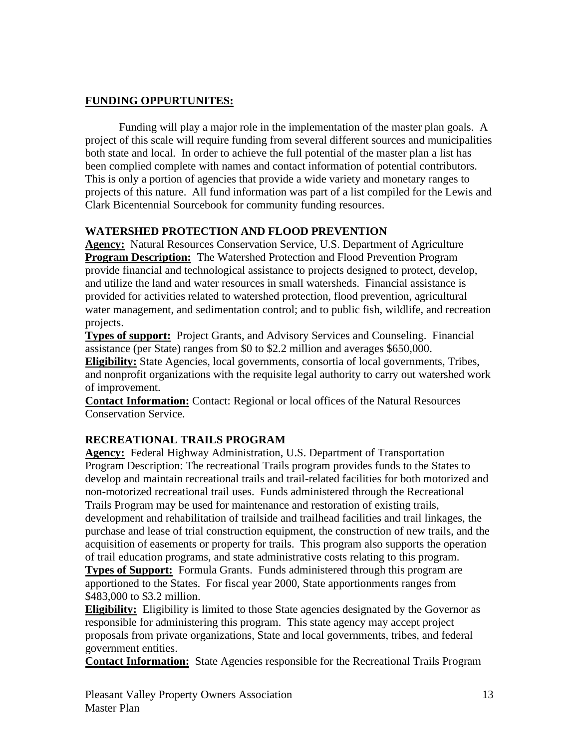**<u>FUNDING OPPURTUNITES:</u>**

Funding will play a major role in the implementation of the master plan goals. A project of this scale will require funding from several different sources and municipalities both state and local. In order to achieve the full potential of the master plan a list has been complied complete with names and contact information of potential contributors. This is only a portion of agencies that provide a wide variety and monetary ranges to projects of this nature. All fund information was part of a list compiled for the Lewis and Clark Bicentennial Sourcebook for community funding resources.

**WATERSHED PROTECTION AND FLOOD PREVENTION**

**<u>Agency:</u>** Natural Resources Conservation Service, U.S. Department of Agriculture
**<u>Program Description:</u>** The Watershed Protection and Flood Prevention Program provide financial and technological assistance to projects designed to protect, develop, and utilize the land and water resources in small watersheds. Financial assistance is provided for activities related to watershed protection, flood prevention, agricultural water management, and sedimentation control; and to public fish, wildlife, and recreation projects.
**<u>Types of support:</u>** Project Grants, and Advisory Services and Counseling. Financial assistance (per State) ranges from $0 to $2.2 million and averages $650,000.
**<u>Eligibility:</u>** State Agencies, local governments, consortia of local governments, Tribes, and nonprofit organizations with the requisite legal authority to carry out watershed work of improvement.
**<u>Contact Information:</u>** Contact: Regional or local offices of the Natural Resources Conservation Service.

**RECREATIONAL TRAILS PROGRAM**

**<u>Agency:</u>** Federal Highway Administration, U.S. Department of Transportation
Program Description: The recreational Trails program provides funds to the States to develop and maintain recreational trails and trail-related facilities for both motorized and non-motorized recreational trail uses. Funds administered through the Recreational Trails Program may be used for maintenance and restoration of existing trails, development and rehabilitation of trailside and trailhead facilities and trail linkages, the purchase and lease of trial construction equipment, the construction of new trails, and the acquisition of easements or property for trails. This program also supports the operation of trail education programs, and state administrative costs relating to this program.
**<u>Types of Support:</u>** Formula Grants. Funds administered through this program are apportioned to the States. For fiscal year 2000, State apportionments ranges from $483,000 to $3.2 million.
**<u>Eligibility:</u>** Eligibility is limited to those State agencies designated by the Governor as responsible for administering this program. This state agency may accept project proposals from private organizations, State and local governments, tribes, and federal government entities.
**<u>Contact Information:</u>** State Agencies responsible for the Recreational Trails Program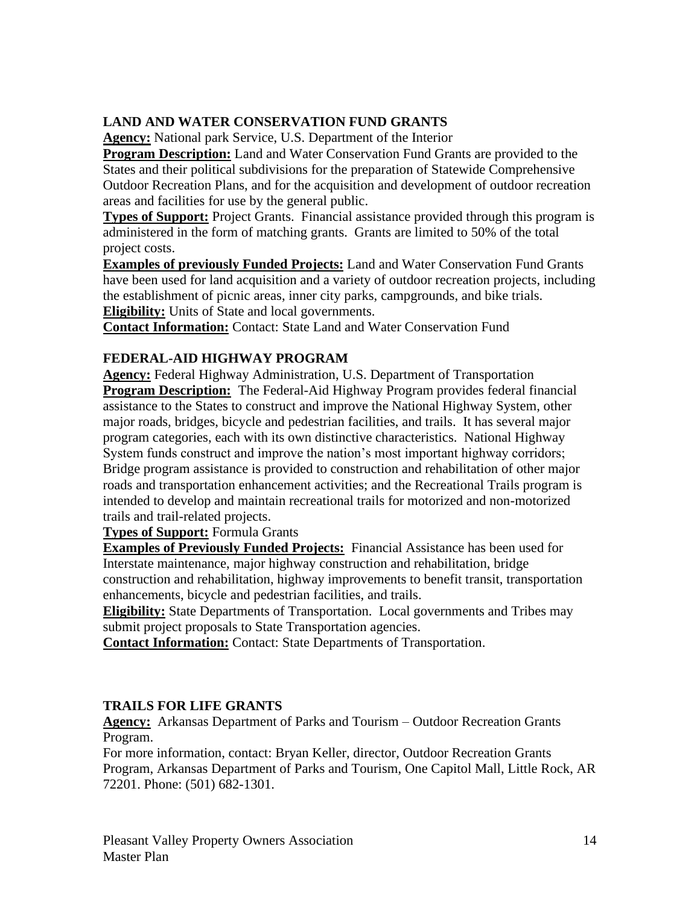## LAND AND WATER CONSERVATION FUND GRANTS

**Agency:** National park Service, U.S. Department of the Interior

**Program Description:** Land and Water Conservation Fund Grants are provided to the States and their political subdivisions for the preparation of Statewide Comprehensive Outdoor Recreation Plans, and for the acquisition and development of outdoor recreation areas and facilities for use by the general public.

**Types of Support:** Project Grants. Financial assistance provided through this program is administered in the form of matching grants. Grants are limited to 50% of the total project costs.

**Examples of previously Funded Projects:** Land and Water Conservation Fund Grants have been used for land acquisition and a variety of outdoor recreation projects, including the establishment of picnic areas, inner city parks, campgrounds, and bike trials.

**Eligibility:** Units of State and local governments.

**Contact Information:** Contact: State Land and Water Conservation Fund

## FEDERAL-AID HIGHWAY PROGRAM

**Agency:** Federal Highway Administration, U.S. Department of Transportation

**Program Description:** The Federal-Aid Highway Program provides federal financial assistance to the States to construct and improve the National Highway System, other major roads, bridges, bicycle and pedestrian facilities, and trails. It has several major program categories, each with its own distinctive characteristics. National Highway System funds construct and improve the nation's most important highway corridors; Bridge program assistance is provided to construction and rehabilitation of other major roads and transportation enhancement activities; and the Recreational Trails program is intended to develop and maintain recreational trails for motorized and non-motorized trails and trail-related projects.

**Types of Support:** Formula Grants

**Examples of Previously Funded Projects:** Financial Assistance has been used for Interstate maintenance, major highway construction and rehabilitation, bridge construction and rehabilitation, highway improvements to benefit transit, transportation enhancements, bicycle and pedestrian facilities, and trails.

**Eligibility:** State Departments of Transportation. Local governments and Tribes may submit project proposals to State Transportation agencies.

**Contact Information:** Contact: State Departments of Transportation.

## TRAILS FOR LIFE GRANTS

**Agency:** Arkansas Department of Parks and Tourism – Outdoor Recreation Grants Program.

For more information, contact: Bryan Keller, director, Outdoor Recreation Grants Program, Arkansas Department of Parks and Tourism, One Capitol Mall, Little Rock, AR 72201. Phone: (501) 682-1301.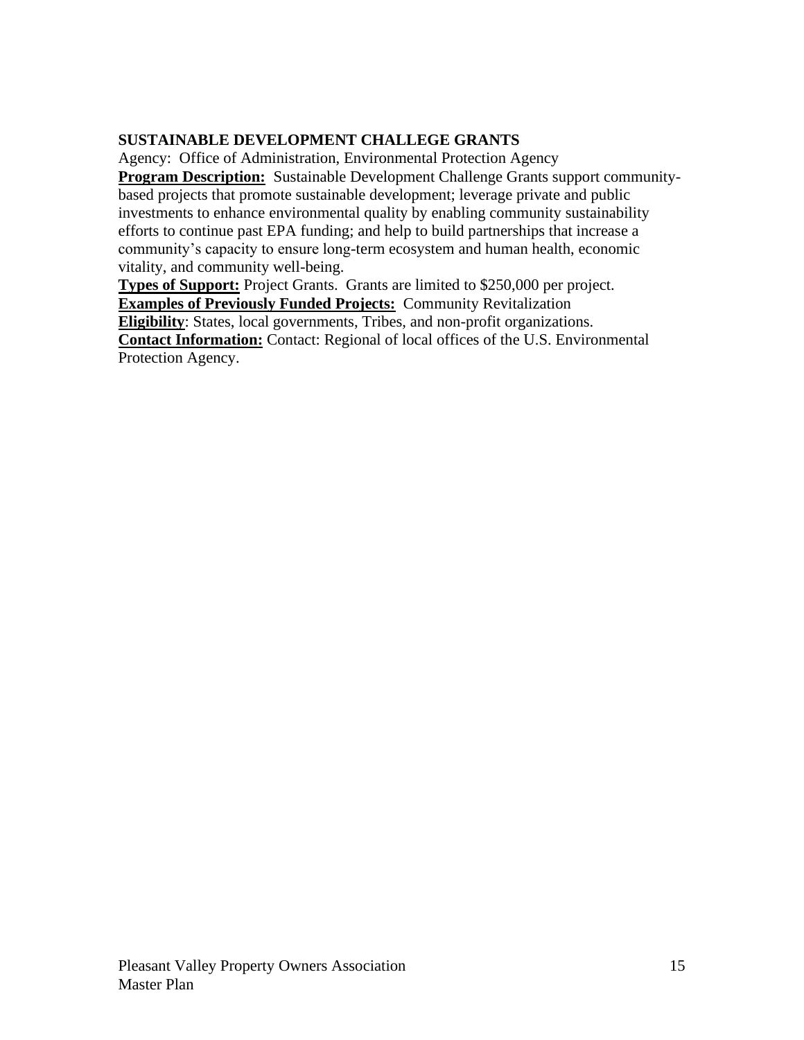**SUSTAINABLE DEVELOPMENT CHALLEGE GRANTS**

Agency: Office of Administration, Environmental Protection Agency

**Program Description:** Sustainable Development Challenge Grants support community-based projects that promote sustainable development; leverage private and public investments to enhance environmental quality by enabling community sustainability efforts to continue past EPA funding; and help to build partnerships that increase a community's capacity to ensure long-term ecosystem and human health, economic vitality, and community well-being.

**Types of Support:** Project Grants. Grants are limited to $250,000 per project.

**Examples of Previously Funded Projects:** Community Revitalization

**Eligibility**: States, local governments, Tribes, and non-profit organizations.

**Contact Information:** Contact: Regional of local offices of the U.S. Environmental Protection Agency.